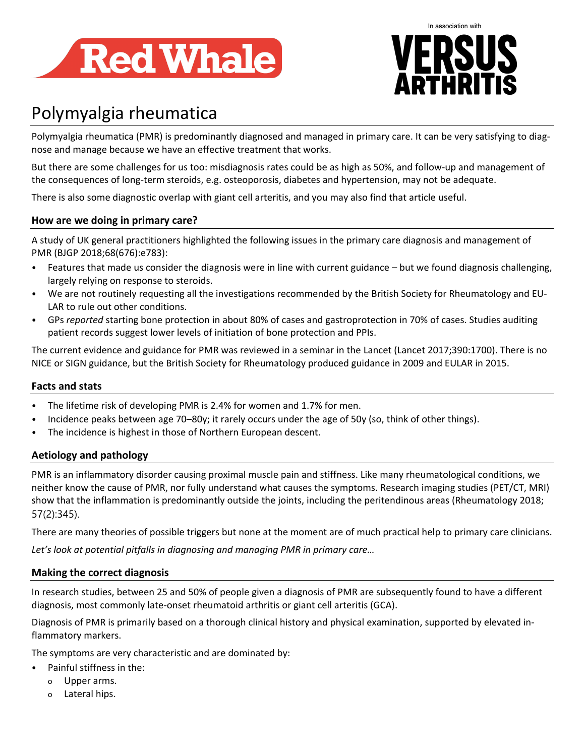# Polymyalgia rheumatica

Polymyalgia rheumatica (PMR) is predominantly diagnosed and managed in primary care. It can be very satisfying to diagnose and manage because we have an effective treatment that works.

But there are some challenges for us too: misdiagnosis rates could be as high as 50%, and follow-up and management of the consequences of long-term steroids, e.g. osteoporosis, diabetes and hypertension, may not be adequate.

There is also some diagnostic overlap with giant cell arteritis, and you may also find that article useful.

## How are we doing in primary care?

A study of UK general practitioners highlighted the following issues in the primary care diagnosis and management of PMR (BJGP 2018;68(676):e783):

- Features that made us consider the diagnosis were in line with current guidance – but we found diagnosis challenging, largely relying on response to steroids.
- We are not routinely requesting all the investigations recommended by the British Society for Rheumatology and EULAR to rule out other conditions.
- GPs *reported* starting bone protection in about 80% of cases and gastroprotection in 70% of cases. Studies auditing patient records suggest lower levels of initiation of bone protection and PPIs.

The current evidence and guidance for PMR was reviewed in a seminar in the Lancet (Lancet 2017;390:1700). There is no NICE or SIGN guidance, but the British Society for Rheumatology produced guidance in 2009 and EULAR in 2015.

## Facts and stats

- The lifetime risk of developing PMR is 2.4% for women and 1.7% for men.
- Incidence peaks between age 70–80y; it rarely occurs under the age of 50y (so, think of other things).
- The incidence is highest in those of Northern European descent.

## Aetiology and pathology

PMR is an inflammatory disorder causing proximal muscle pain and stiffness. Like many rheumatological conditions, we neither know the cause of PMR, nor fully understand what causes the symptoms. Research imaging studies (PET/CT, MRI) show that the inflammation is predominantly outside the joints, including the peritendinous areas (Rheumatology 2018; 57(2):345).

There are many theories of possible triggers but none at the moment are of much practical help to primary care clinicians.

*Let's look at potential pitfalls in diagnosing and managing PMR in primary care…*

## Making the correct diagnosis

In research studies, between 25 and 50% of people given a diagnosis of PMR are subsequently found to have a different diagnosis, most commonly late-onset rheumatoid arthritis or giant cell arteritis (GCA).

Diagnosis of PMR is primarily based on a thorough clinical history and physical examination, supported by elevated inflammatory markers.

The symptoms are very characteristic and are dominated by:

- Painful stiffness in the:
  - Upper arms.
  - Lateral hips.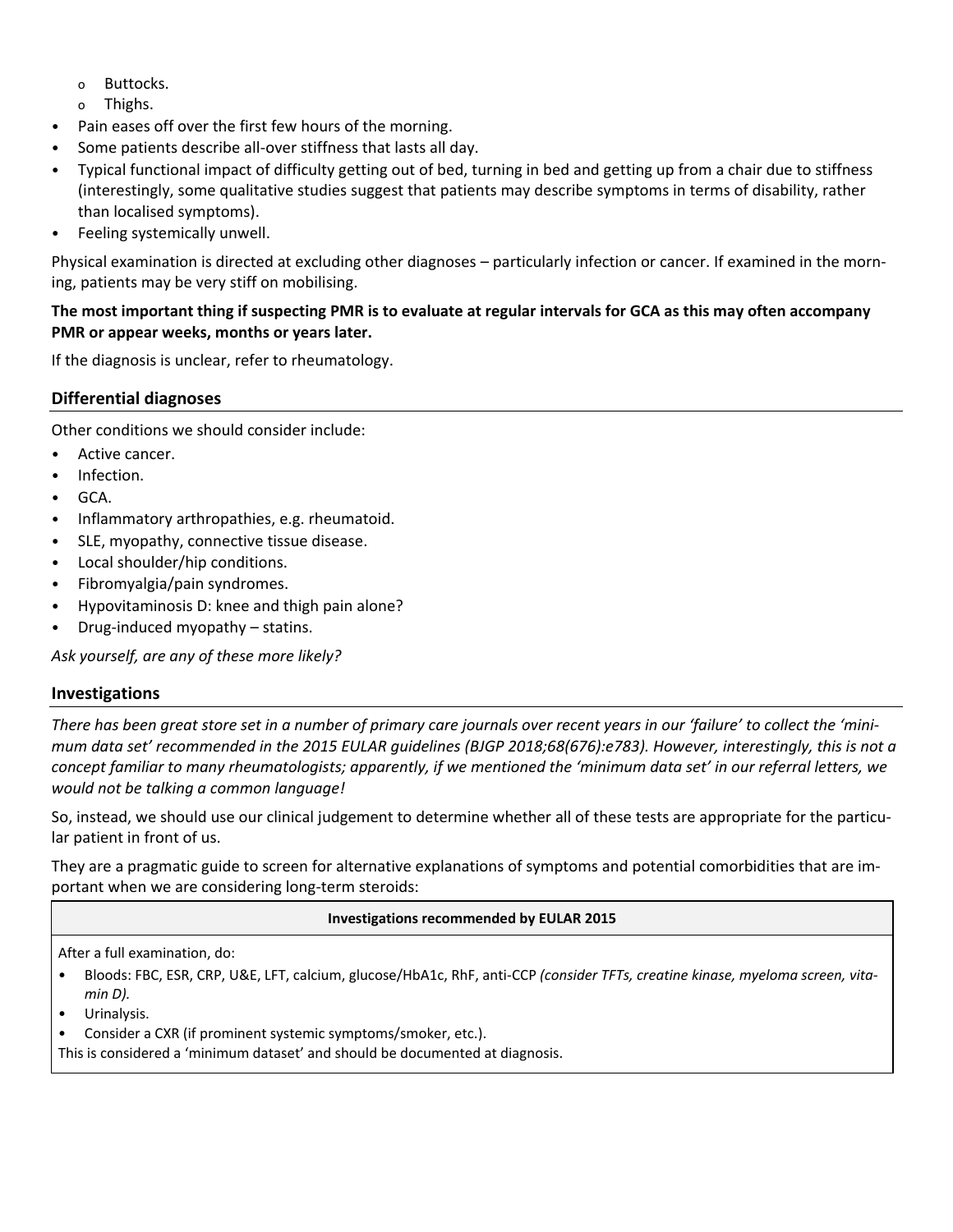- Buttocks.
  - Thighs.
- Pain eases off over the first few hours of the morning.
- Some patients describe all-over stiffness that lasts all day.
- Typical functional impact of difficulty getting out of bed, turning in bed and getting up from a chair due to stiffness (interestingly, some qualitative studies suggest that patients may describe symptoms in terms of disability, rather than localised symptoms).
- Feeling systemically unwell.

Physical examination is directed at excluding other diagnoses – particularly infection or cancer. If examined in the morning, patients may be very stiff on mobilising.

**The most important thing if suspecting PMR is to evaluate at regular intervals for GCA as this may often accompany PMR or appear weeks, months or years later.**

If the diagnosis is unclear, refer to rheumatology.

## Differential diagnoses

Other conditions we should consider include:

- Active cancer.
- Infection.
- GCA.
- Inflammatory arthropathies, e.g. rheumatoid.
- SLE, myopathy, connective tissue disease.
- Local shoulder/hip conditions.
- Fibromyalgia/pain syndromes.
- Hypovitaminosis D: knee and thigh pain alone?
- Drug-induced myopathy – statins.

*Ask yourself, are any of these more likely?*

## Investigations

*There has been great store set in a number of primary care journals over recent years in our 'failure' to collect the 'minimum data set' recommended in the 2015 EULAR guidelines (BJGP 2018;68(676):e783). However, interestingly, this is not a concept familiar to many rheumatologists; apparently, if we mentioned the 'minimum data set' in our referral letters, we would not be talking a common language!*

So, instead, we should use our clinical judgement to determine whether all of these tests are appropriate for the particular patient in front of us.

They are a pragmatic guide to screen for alternative explanations of symptoms and potential comorbidities that are important when we are considering long-term steroids:

| **Investigations recommended by EULAR 2015** |
|---|
| After a full examination, do:<br>• Bloods: FBC, ESR, CRP, U&E, LFT, calcium, glucose/HbA1c, RhF, anti-CCP *(consider TFTs, creatine kinase, myeloma screen, vitamin D).*<br>• Urinalysis.<br>• Consider a CXR (if prominent systemic symptoms/smoker, etc.).<br>This is considered a 'minimum dataset' and should be documented at diagnosis. |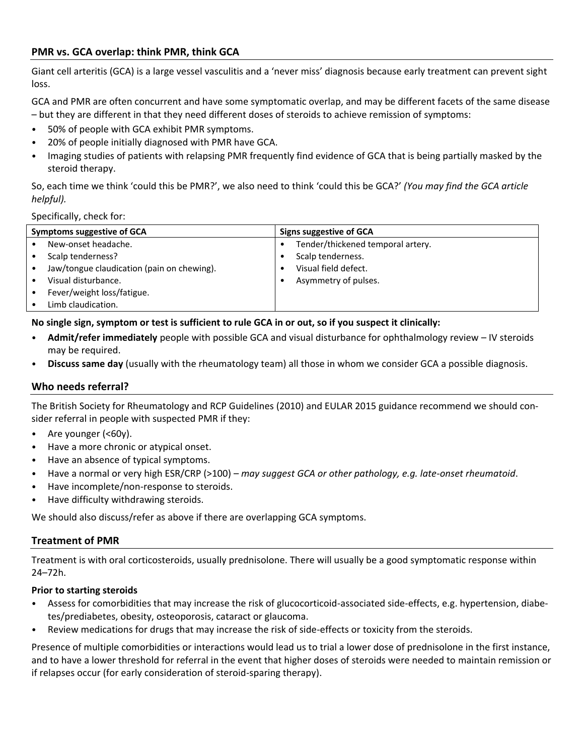## PMR vs. GCA overlap: think PMR, think GCA

Giant cell arteritis (GCA) is a large vessel vasculitis and a 'never miss' diagnosis because early treatment can prevent sight loss.

GCA and PMR are often concurrent and have some symptomatic overlap, and may be different facets of the same disease – but they are different in that they need different doses of steroids to achieve remission of symptoms:

- 50% of people with GCA exhibit PMR symptoms.
- 20% of people initially diagnosed with PMR have GCA.
- Imaging studies of patients with relapsing PMR frequently find evidence of GCA that is being partially masked by the steroid therapy.

So, each time we think 'could this be PMR?', we also need to think 'could this be GCA?' *(You may find the GCA article helpful).*

Specifically, check for:

| Symptoms suggestive of GCA | Signs suggestive of GCA |
|---|---|
| • New-onset headache.<br>• Scalp tenderness?<br>• Jaw/tongue claudication (pain on chewing).<br>• Visual disturbance.<br>• Fever/weight loss/fatigue.<br>• Limb claudication. | • Tender/thickened temporal artery.<br>• Scalp tenderness.<br>• Visual field defect.<br>• Asymmetry of pulses. |

**No single sign, symptom or test is sufficient to rule GCA in or out, so if you suspect it clinically:**

- **Admit/refer immediately** people with possible GCA and visual disturbance for ophthalmology review – IV steroids may be required.
- **Discuss same day** (usually with the rheumatology team) all those in whom we consider GCA a possible diagnosis.

## Who needs referral?

The British Society for Rheumatology and RCP Guidelines (2010) and EULAR 2015 guidance recommend we should consider referral in people with suspected PMR if they:

- Are younger (<60y).
- Have a more chronic or atypical onset.
- Have an absence of typical symptoms.
- Have a normal or very high ESR/CRP (>100) – *may suggest GCA or other pathology, e.g. late-onset rheumatoid*.
- Have incomplete/non-response to steroids.
- Have difficulty withdrawing steroids.

We should also discuss/refer as above if there are overlapping GCA symptoms.

## Treatment of PMR

Treatment is with oral corticosteroids, usually prednisolone. There will usually be a good symptomatic response within 24–72h.

**Prior to starting steroids**

- Assess for comorbidities that may increase the risk of glucocorticoid-associated side-effects, e.g. hypertension, diabetes/prediabetes, obesity, osteoporosis, cataract or glaucoma.
- Review medications for drugs that may increase the risk of side-effects or toxicity from the steroids.

Presence of multiple comorbidities or interactions would lead us to trial a lower dose of prednisolone in the first instance, and to have a lower threshold for referral in the event that higher doses of steroids were needed to maintain remission or if relapses occur (for early consideration of steroid-sparing therapy).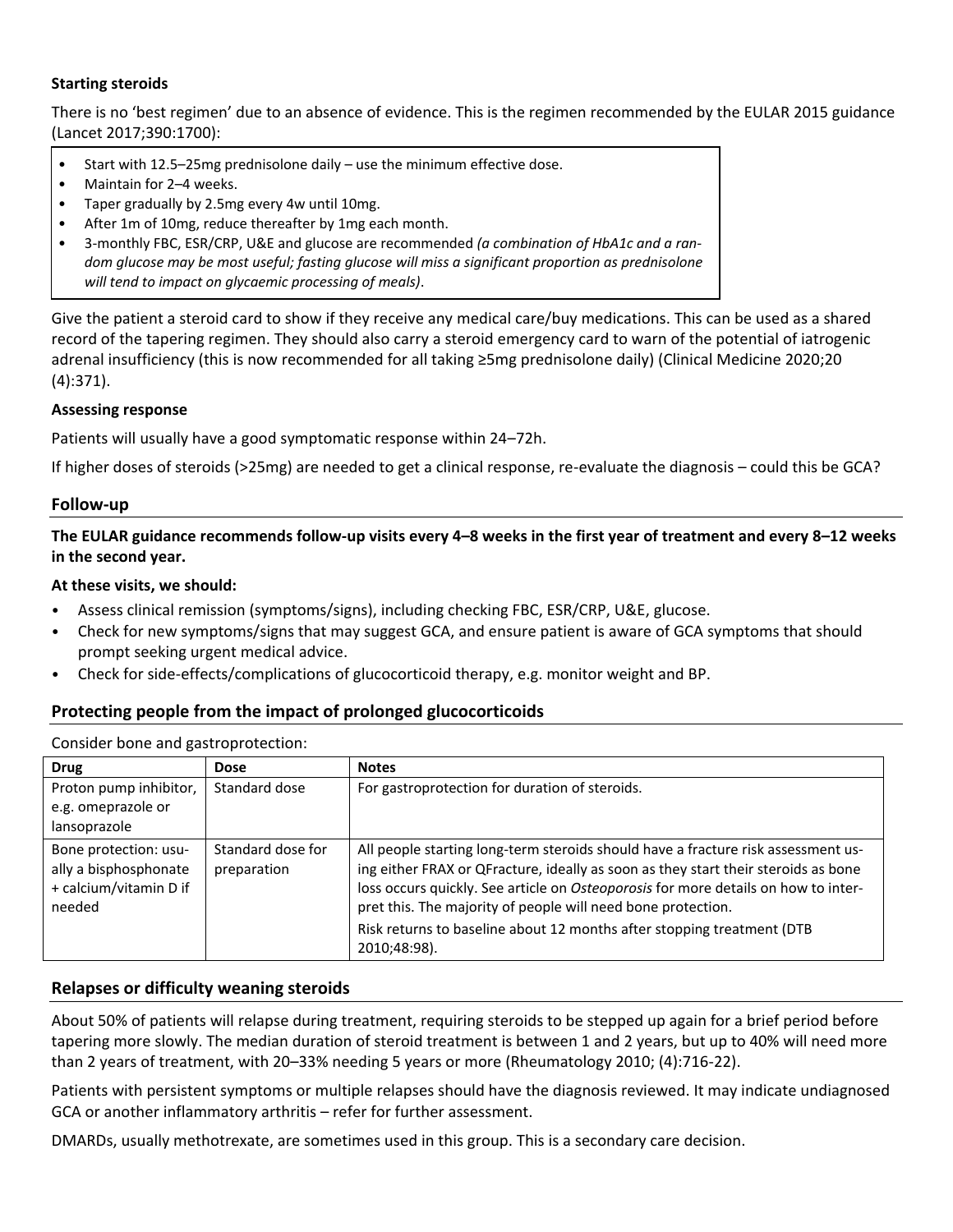**Starting steroids**

There is no 'best regimen' due to an absence of evidence. This is the regimen recommended by the EULAR 2015 guidance (Lancet 2017;390:1700):

- Start with 12.5–25mg prednisolone daily – use the minimum effective dose.
- Maintain for 2–4 weeks.
- Taper gradually by 2.5mg every 4w until 10mg.
- After 1m of 10mg, reduce thereafter by 1mg each month.
- 3-monthly FBC, ESR/CRP, U&E and glucose are recommended *(a combination of HbA1c and a random glucose may be most useful; fasting glucose will miss a significant proportion as prednisolone will tend to impact on glycaemic processing of meals)*.

Give the patient a steroid card to show if they receive any medical care/buy medications. This can be used as a shared record of the tapering regimen. They should also carry a steroid emergency card to warn of the potential of iatrogenic adrenal insufficiency (this is now recommended for all taking ≥5mg prednisolone daily) (Clinical Medicine 2020;20 (4):371).

**Assessing response**

Patients will usually have a good symptomatic response within 24–72h.

If higher doses of steroids (>25mg) are needed to get a clinical response, re-evaluate the diagnosis – could this be GCA?

## Follow-up

**The EULAR guidance recommends follow-up visits every 4–8 weeks in the first year of treatment and every 8–12 weeks in the second year.**

**At these visits, we should:**

- Assess clinical remission (symptoms/signs), including checking FBC, ESR/CRP, U&E, glucose.
- Check for new symptoms/signs that may suggest GCA, and ensure patient is aware of GCA symptoms that should prompt seeking urgent medical advice.
- Check for side-effects/complications of glucocorticoid therapy, e.g. monitor weight and BP.

## Protecting people from the impact of prolonged glucocorticoids

Consider bone and gastroprotection:

| Drug | Dose | Notes |
| --- | --- | --- |
| Proton pump inhibitor, e.g. omeprazole or lansoprazole | Standard dose | For gastroprotection for duration of steroids. |
| Bone protection: usually a bisphosphonate + calcium/vitamin D if needed | Standard dose for preparation | All people starting long-term steroids should have a fracture risk assessment using either FRAX or QFracture, ideally as soon as they start their steroids as bone loss occurs quickly. See article on *Osteoporosis* for more details on how to interpret this. The majority of people will need bone protection. Risk returns to baseline about 12 months after stopping treatment (DTB 2010;48:98). |

## Relapses or difficulty weaning steroids

About 50% of patients will relapse during treatment, requiring steroids to be stepped up again for a brief period before tapering more slowly. The median duration of steroid treatment is between 1 and 2 years, but up to 40% will need more than 2 years of treatment, with 20–33% needing 5 years or more (Rheumatology 2010; (4):716-22).

Patients with persistent symptoms or multiple relapses should have the diagnosis reviewed. It may indicate undiagnosed GCA or another inflammatory arthritis – refer for further assessment.

DMARDs, usually methotrexate, are sometimes used in this group. This is a secondary care decision.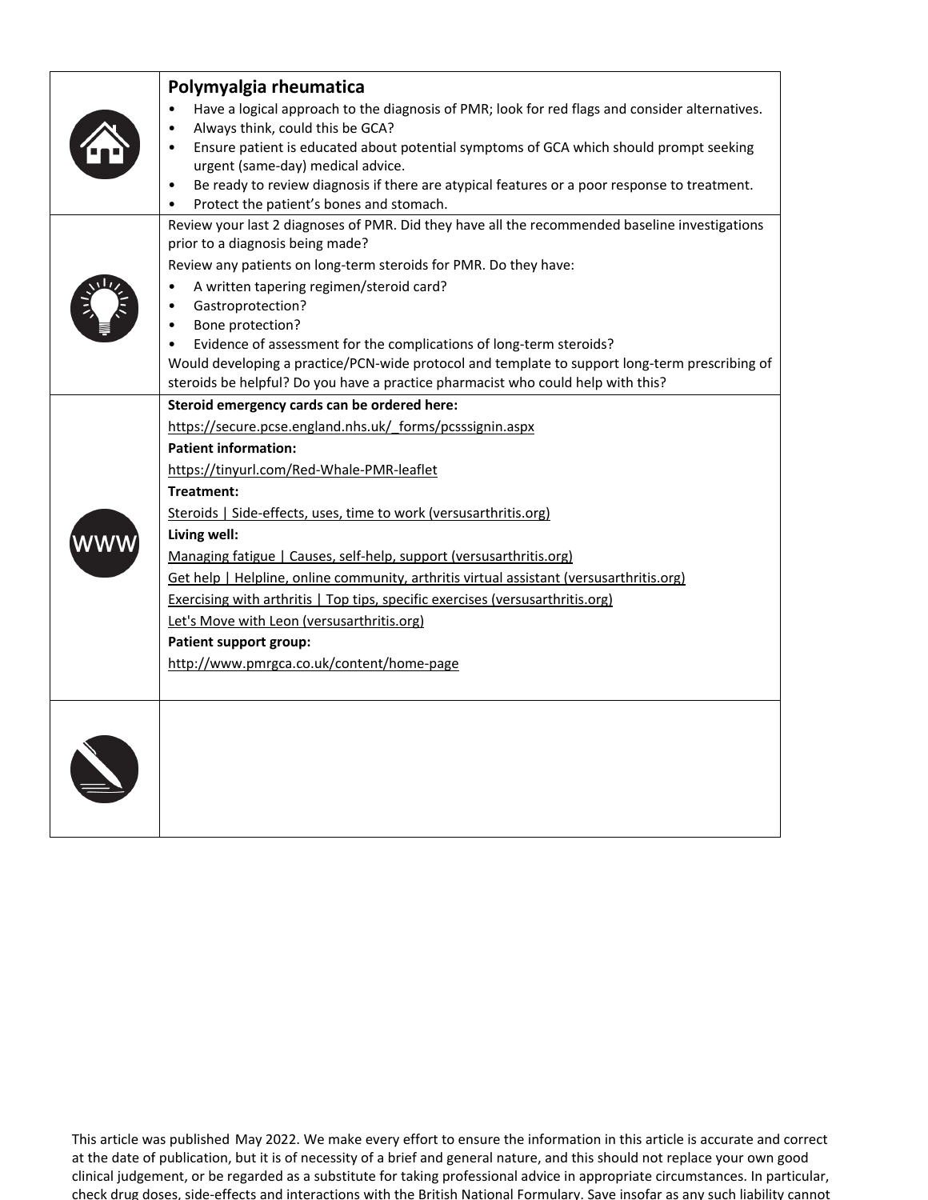## Polymyalgia rheumatica

- Have a logical approach to the diagnosis of PMR; look for red flags and consider alternatives.
- Always think, could this be GCA?
- Ensure patient is educated about potential symptoms of GCA which should prompt seeking urgent (same-day) medical advice.
- Be ready to review diagnosis if there are atypical features or a poor response to treatment.
- Protect the patient's bones and stomach.

Review your last 2 diagnoses of PMR. Did they have all the recommended baseline investigations prior to a diagnosis being made?

Review any patients on long-term steroids for PMR. Do they have:

- A written tapering regimen/steroid card?
- Gastroprotection?
- Bone protection?
- Evidence of assessment for the complications of long-term steroids?

Would developing a practice/PCN-wide protocol and template to support long-term prescribing of steroids be helpful? Do you have a practice pharmacist who could help with this?

**Steroid emergency cards can be ordered here:**

https://secure.pcse.england.nhs.uk/_forms/pcsssignin.aspx

**Patient information:**

https://tinyurl.com/Red-Whale-PMR-leaflet

**Treatment:**

Steroids | Side-effects, uses, time to work (versusarthritis.org)

**Living well:**

Managing fatigue | Causes, self-help, support (versusarthritis.org)

Get help | Helpline, online community, arthritis virtual assistant (versusarthritis.org)

Exercising with arthritis | Top tips, specific exercises (versusarthritis.org)

Let's Move with Leon (versusarthritis.org)

**Patient support group:**

http://www.pmrgca.co.uk/content/home-page

This article was published May 2022. We make every effort to ensure the information in this article is accurate and correct at the date of publication, but it is of necessity of a brief and general nature, and this should not replace your own good clinical judgement, or be regarded as a substitute for taking professional advice in appropriate circumstances. In particular, check drug doses, side-effects and interactions with the British National Formulary. Save insofar as any such liability cannot